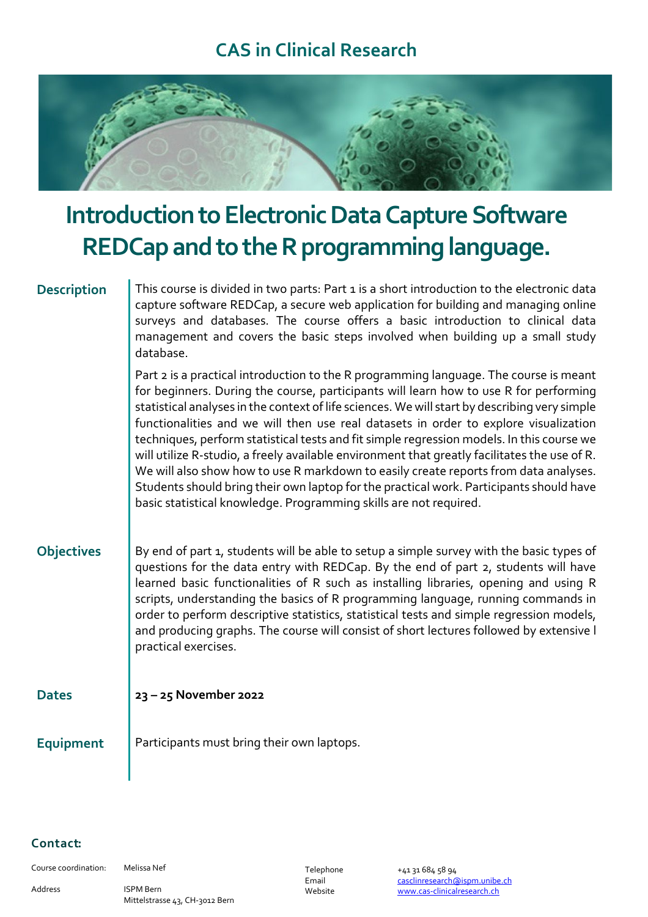## CAS in Clinical Research

# Introduction to Electronic Data Capture Software REDCap and to the R programming language.

**Description**

This course is divided in two parts: Part 1 is a short introduction to the electronic data capture software REDCap, a secure web application for building and managing online surveys and databases. The course offers a basic introduction to clinical data management and covers the basic steps involved when building up a small study database.

Part 2 is a practical introduction to the R programming language. The course is meant for beginners. During the course, participants will learn how to use R for performing statistical analyses in the context of life sciences. We will start by describing very simple functionalities and we will then use real datasets in order to explore visualization techniques, perform statistical tests and fit simple regression models. In this course we will utilize R-studio, a freely available environment that greatly facilitates the use of R. We will also show how to use R markdown to easily create reports from data analyses. Students should bring their own laptop for the practical work. Participants should have basic statistical knowledge. Programming skills are not required.

**Objectives**

By end of part 1, students will be able to setup a simple survey with the basic types of questions for the data entry with REDCap. By the end of part 2, students will have learned basic functionalities of R such as installing libraries, opening and using R scripts, understanding the basics of R programming language, running commands in order to perform descriptive statistics, statistical tests and simple regression models, and producing graphs. The course will consist of short lectures followed by extensive l practical exercises.

**Dates**

**23 – 25 November 2022**

**Equipment**

Participants must bring their own laptops.

**Contact:**

Course coordination: Melissa Nef

Address: ISPM Bern, Mittelstrasse 43, CH-3012 Bern

Telephone: +41 31 684 58 94

Email: casclinresearch@ispm.unibe.ch

Website: www.cas-clinicalresearch.ch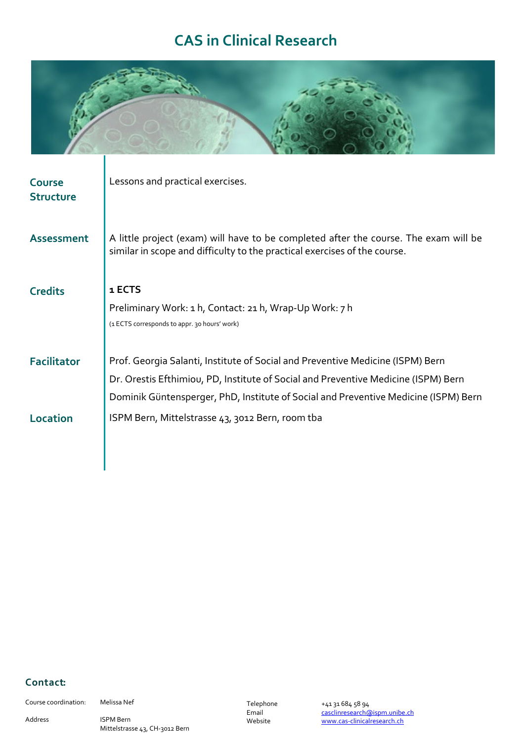# CAS in Clinical Research

| | |
|---|---|
| **Course Structure** | Lessons and practical exercises. |
| **Assessment** | A little project (exam) will have to be completed after the course. The exam will be similar in scope and difficulty to the practical exercises of the course. |
| **Credits** | **1 ECTS**<br>Preliminary Work: 1 h, Contact: 21 h, Wrap-Up Work: 7 h<br>(1 ECTS corresponds to appr. 30 hours' work) |
| **Facilitator** | Prof. Georgia Salanti, Institute of Social and Preventive Medicine (ISPM) Bern<br>Dr. Orestis Efthimiou, PD, Institute of Social and Preventive Medicine (ISPM) Bern<br>Dominik Güntensperger, PhD, Institute of Social and Preventive Medicine (ISPM) Bern |
| **Location** | ISPM Bern, Mittelstrasse 43, 3012 Bern, room tba |

**Contact:**

| | | | |
|---|---|---|---|
| Course coordination: | Melissa Nef | Telephone | +41 31 684 58 94 |
| Address | ISPM Bern<br>Mittelstrasse 43, CH-3012 Bern | Email | casclinresearch@ispm.unibe.ch |
| | | Website | www.cas-clinicalresearch.ch |